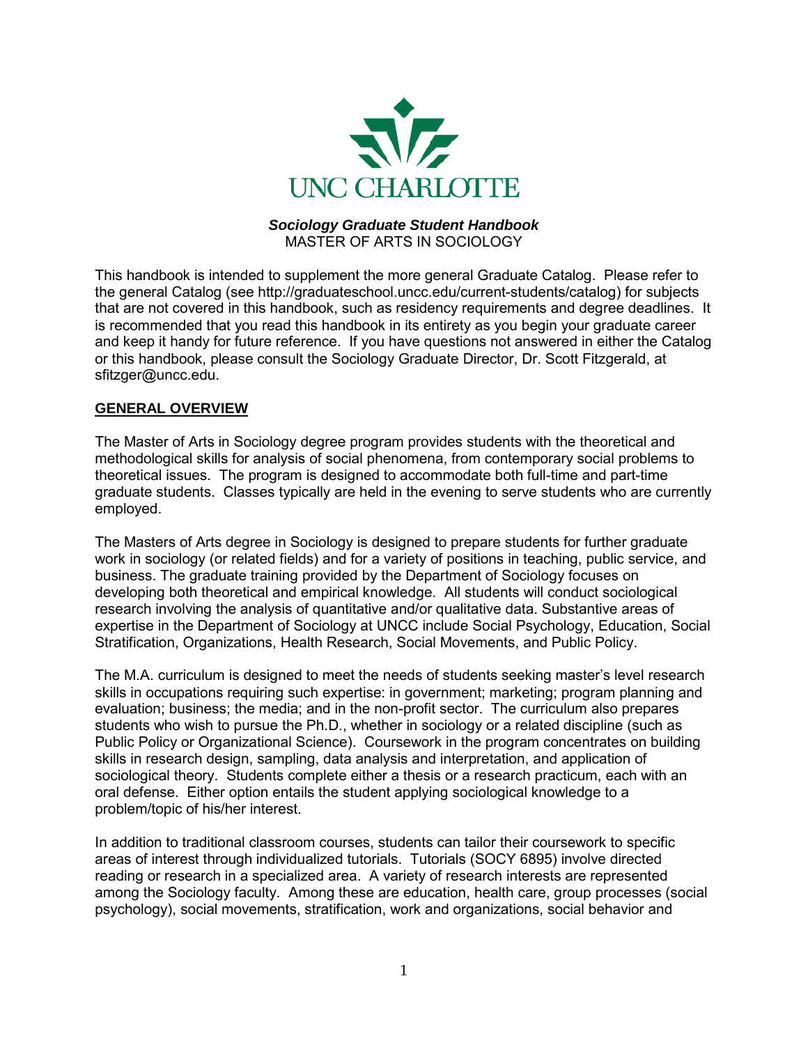UNC CHARLOTTE

***Sociology Graduate Student Handbook***
MASTER OF ARTS IN SOCIOLOGY

This handbook is intended to supplement the more general Graduate Catalog. Please refer to the general Catalog (see http://graduateschool.uncc.edu/current-students/catalog) for subjects that are not covered in this handbook, such as residency requirements and degree deadlines. It is recommended that you read this handbook in its entirety as you begin your graduate career and keep it handy for future reference. If you have questions not answered in either the Catalog or this handbook, please consult the Sociology Graduate Director, Dr. Scott Fitzgerald, at sfitzger@uncc.edu.

## GENERAL OVERVIEW

The Master of Arts in Sociology degree program provides students with the theoretical and methodological skills for analysis of social phenomena, from contemporary social problems to theoretical issues. The program is designed to accommodate both full-time and part-time graduate students. Classes typically are held in the evening to serve students who are currently employed.

The Masters of Arts degree in Sociology is designed to prepare students for further graduate work in sociology (or related fields) and for a variety of positions in teaching, public service, and business. The graduate training provided by the Department of Sociology focuses on developing both theoretical and empirical knowledge. All students will conduct sociological research involving the analysis of quantitative and/or qualitative data. Substantive areas of expertise in the Department of Sociology at UNCC include Social Psychology, Education, Social Stratification, Organizations, Health Research, Social Movements, and Public Policy.

The M.A. curriculum is designed to meet the needs of students seeking master's level research skills in occupations requiring such expertise: in government; marketing; program planning and evaluation; business; the media; and in the non-profit sector. The curriculum also prepares students who wish to pursue the Ph.D., whether in sociology or a related discipline (such as Public Policy or Organizational Science). Coursework in the program concentrates on building skills in research design, sampling, data analysis and interpretation, and application of sociological theory. Students complete either a thesis or a research practicum, each with an oral defense. Either option entails the student applying sociological knowledge to a problem/topic of his/her interest.

In addition to traditional classroom courses, students can tailor their coursework to specific areas of interest through individualized tutorials. Tutorials (SOCY 6895) involve directed reading or research in a specialized area. A variety of research interests are represented among the Sociology faculty. Among these are education, health care, group processes (social psychology), social movements, stratification, work and organizations, social behavior and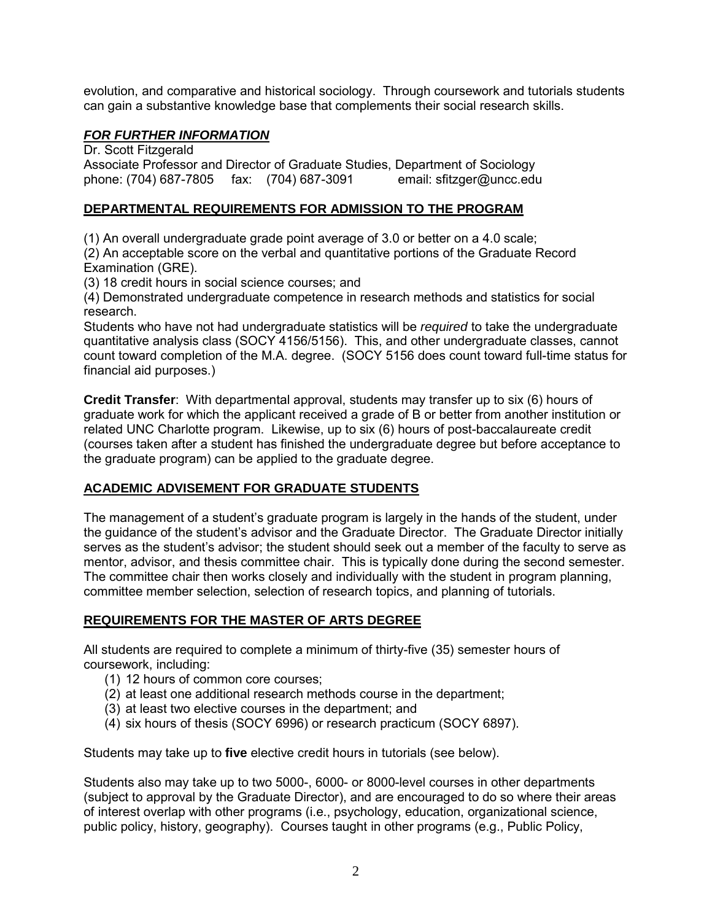evolution, and comparative and historical sociology. Through coursework and tutorials students can gain a substantive knowledge base that complements their social research skills.

### ***FOR FURTHER INFORMATION***

Dr. Scott Fitzgerald
Associate Professor and Director of Graduate Studies, Department of Sociology
phone: (704) 687-7805 fax: (704) 687-3091 email: sfitzger@uncc.edu

## **DEPARTMENTAL REQUIREMENTS FOR ADMISSION TO THE PROGRAM**

(1) An overall undergraduate grade point average of 3.0 or better on a 4.0 scale;
(2) An acceptable score on the verbal and quantitative portions of the Graduate Record Examination (GRE).
(3) 18 credit hours in social science courses; and
(4) Demonstrated undergraduate competence in research methods and statistics for social research.

Students who have not had undergraduate statistics will be *required* to take the undergraduate quantitative analysis class (SOCY 4156/5156). This, and other undergraduate classes, cannot count toward completion of the M.A. degree. (SOCY 5156 does count toward full-time status for financial aid purposes.)

**Credit Transfer**: With departmental approval, students may transfer up to six (6) hours of graduate work for which the applicant received a grade of B or better from another institution or related UNC Charlotte program. Likewise, up to six (6) hours of post-baccalaureate credit (courses taken after a student has finished the undergraduate degree but before acceptance to the graduate program) can be applied to the graduate degree.

## **ACADEMIC ADVISEMENT FOR GRADUATE STUDENTS**

The management of a student's graduate program is largely in the hands of the student, under the guidance of the student's advisor and the Graduate Director. The Graduate Director initially serves as the student's advisor; the student should seek out a member of the faculty to serve as mentor, advisor, and thesis committee chair. This is typically done during the second semester. The committee chair then works closely and individually with the student in program planning, committee member selection, selection of research topics, and planning of tutorials.

## **REQUIREMENTS FOR THE MASTER OF ARTS DEGREE**

All students are required to complete a minimum of thirty-five (35) semester hours of coursework, including:

1. 12 hours of common core courses;
2. at least one additional research methods course in the department;
3. at least two elective courses in the department; and
4. six hours of thesis (SOCY 6996) or research practicum (SOCY 6897).

Students may take up to **five** elective credit hours in tutorials (see below).

Students also may take up to two 5000-, 6000- or 8000-level courses in other departments (subject to approval by the Graduate Director), and are encouraged to do so where their areas of interest overlap with other programs (i.e., psychology, education, organizational science, public policy, history, geography). Courses taught in other programs (e.g., Public Policy,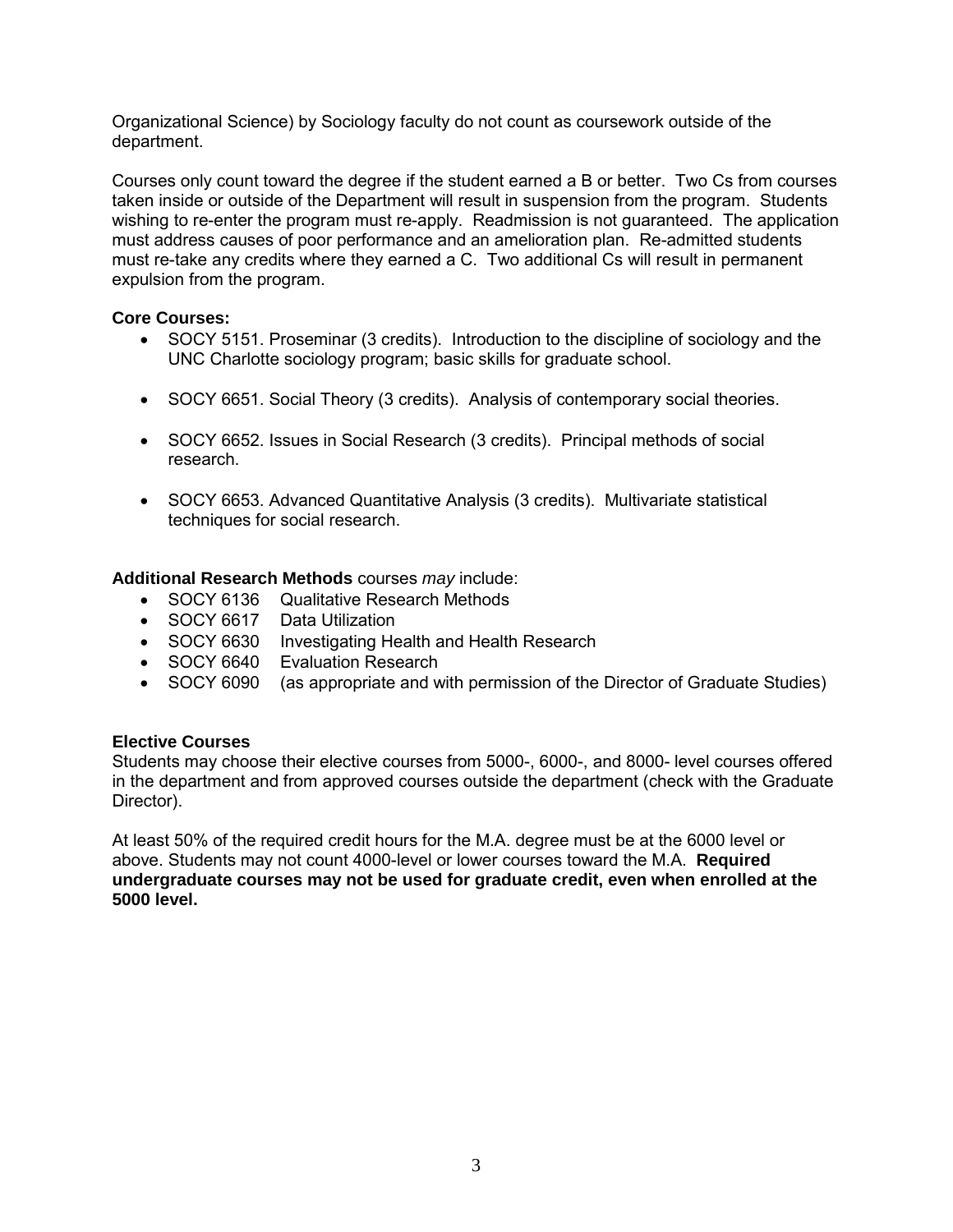Organizational Science) by Sociology faculty do not count as coursework outside of the department.

Courses only count toward the degree if the student earned a B or better. Two Cs from courses taken inside or outside of the Department will result in suspension from the program. Students wishing to re-enter the program must re-apply. Readmission is not guaranteed. The application must address causes of poor performance and an amelioration plan. Re-admitted students must re-take any credits where they earned a C. Two additional Cs will result in permanent expulsion from the program.

**Core Courses:**

- SOCY 5151. Proseminar (3 credits). Introduction to the discipline of sociology and the UNC Charlotte sociology program; basic skills for graduate school.

- SOCY 6651. Social Theory (3 credits). Analysis of contemporary social theories.

- SOCY 6652. Issues in Social Research (3 credits). Principal methods of social research.

- SOCY 6653. Advanced Quantitative Analysis (3 credits). Multivariate statistical techniques for social research.

**Additional Research Methods** courses *may* include:

- SOCY 6136 Qualitative Research Methods
- SOCY 6617 Data Utilization
- SOCY 6630 Investigating Health and Health Research
- SOCY 6640 Evaluation Research
- SOCY 6090 (as appropriate and with permission of the Director of Graduate Studies)

**Elective Courses**

Students may choose their elective courses from 5000-, 6000-, and 8000- level courses offered in the department and from approved courses outside the department (check with the Graduate Director).

At least 50% of the required credit hours for the M.A. degree must be at the 6000 level or above. Students may not count 4000-level or lower courses toward the M.A. **Required undergraduate courses may not be used for graduate credit, even when enrolled at the 5000 level.**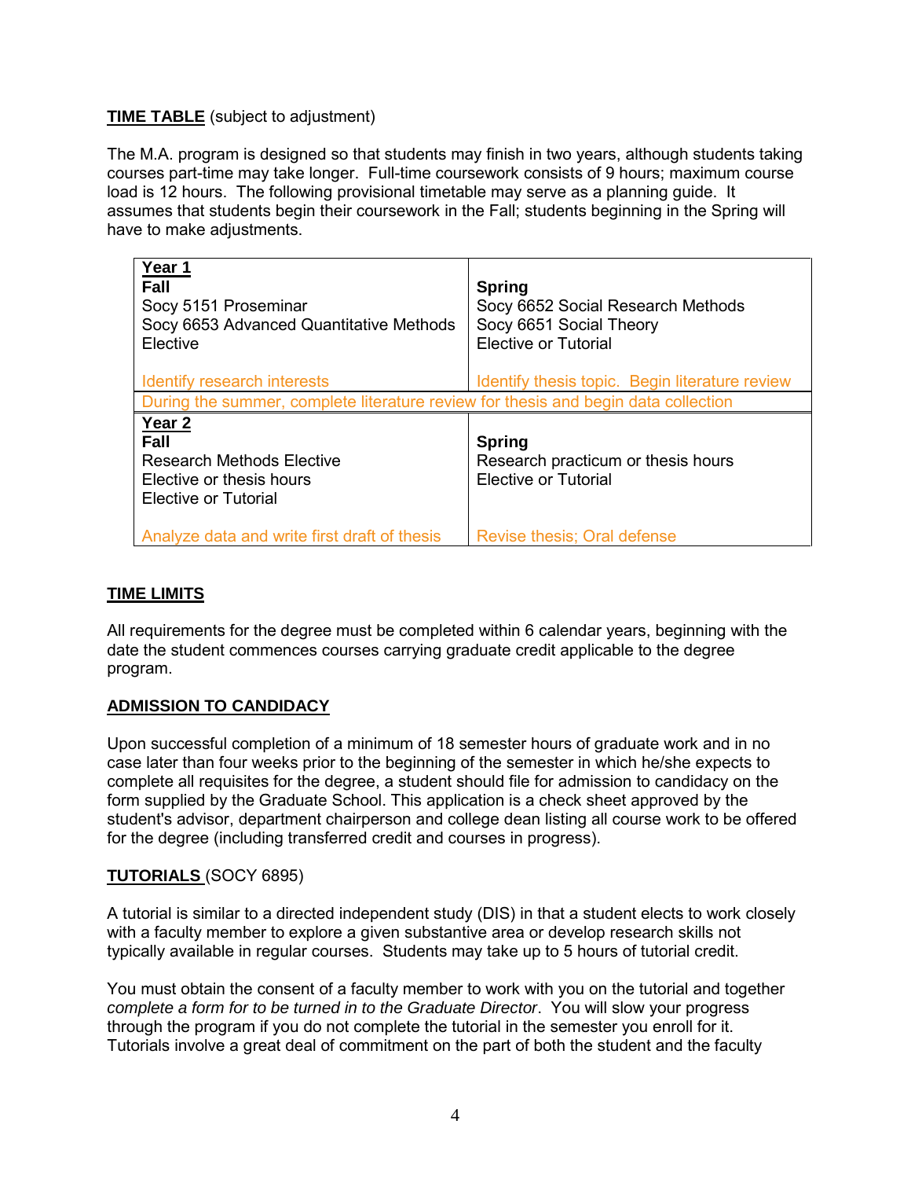**TIME TABLE** (subject to adjustment)

The M.A. program is designed so that students may finish in two years, although students taking courses part-time may take longer. Full-time coursework consists of 9 hours; maximum course load is 12 hours. The following provisional timetable may serve as a planning guide. It assumes that students begin their coursework in the Fall; students beginning in the Spring will have to make adjustments.

| **Year 1** | |
|---|---|
| **Fall**<br>Socy 5151 Proseminar<br>Socy 6653 Advanced Quantitative Methods<br>Elective<br><br>Identify research interests | **Spring**<br>Socy 6652 Social Research Methods<br>Socy 6651 Social Theory<br>Elective or Tutorial<br><br>Identify thesis topic. Begin literature review |
| During the summer, complete literature review for thesis and begin data collection | |
| **Year 2** | |
| **Fall**<br>Research Methods Elective<br>Elective or thesis hours<br>Elective or Tutorial<br><br>Analyze data and write first draft of thesis | **Spring**<br>Research practicum or thesis hours<br>Elective or Tutorial<br><br>Revise thesis; Oral defense |

**TIME LIMITS**

All requirements for the degree must be completed within 6 calendar years, beginning with the date the student commences courses carrying graduate credit applicable to the degree program.

**ADMISSION TO CANDIDACY**

Upon successful completion of a minimum of 18 semester hours of graduate work and in no case later than four weeks prior to the beginning of the semester in which he/she expects to complete all requisites for the degree, a student should file for admission to candidacy on the form supplied by the Graduate School. This application is a check sheet approved by the student's advisor, department chairperson and college dean listing all course work to be offered for the degree (including transferred credit and courses in progress).

**TUTORIALS** (SOCY 6895)

A tutorial is similar to a directed independent study (DIS) in that a student elects to work closely with a faculty member to explore a given substantive area or develop research skills not typically available in regular courses. Students may take up to 5 hours of tutorial credit.

You must obtain the consent of a faculty member to work with you on the tutorial and together *complete a form for to be turned in to the Graduate Director*. You will slow your progress through the program if you do not complete the tutorial in the semester you enroll for it. Tutorials involve a great deal of commitment on the part of both the student and the faculty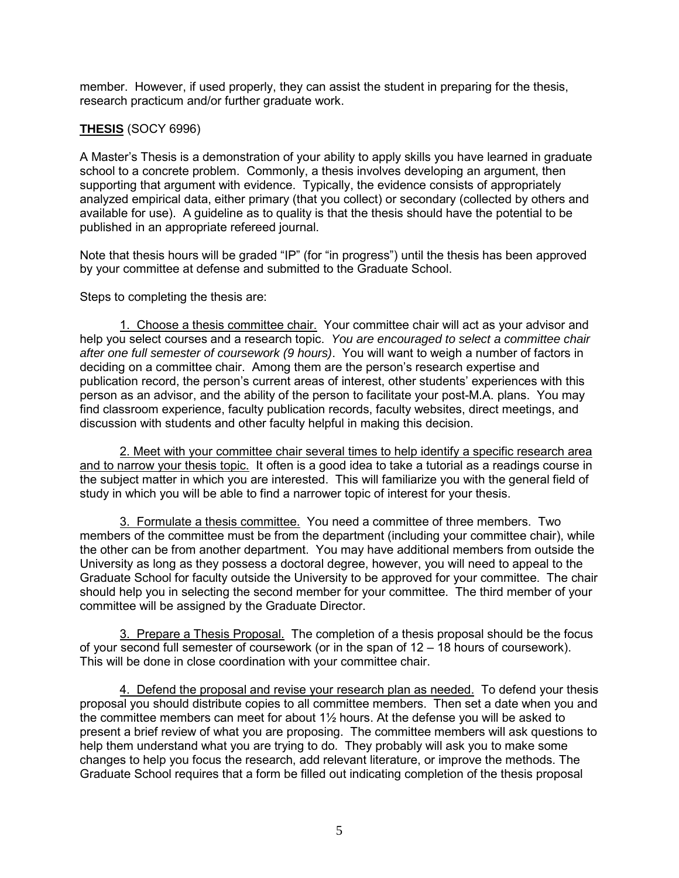member. However, if used properly, they can assist the student in preparing for the thesis, research practicum and/or further graduate work.

**THESIS** (SOCY 6996)

A Master's Thesis is a demonstration of your ability to apply skills you have learned in graduate school to a concrete problem. Commonly, a thesis involves developing an argument, then supporting that argument with evidence. Typically, the evidence consists of appropriately analyzed empirical data, either primary (that you collect) or secondary (collected by others and available for use). A guideline as to quality is that the thesis should have the potential to be published in an appropriate refereed journal.

Note that thesis hours will be graded "IP" (for "in progress") until the thesis has been approved by your committee at defense and submitted to the Graduate School.

Steps to completing the thesis are:

1. Choose a thesis committee chair. Your committee chair will act as your advisor and help you select courses and a research topic. *You are encouraged to select a committee chair after one full semester of coursework (9 hours)*. You will want to weigh a number of factors in deciding on a committee chair. Among them are the person's research expertise and publication record, the person's current areas of interest, other students' experiences with this person as an advisor, and the ability of the person to facilitate your post-M.A. plans. You may find classroom experience, faculty publication records, faculty websites, direct meetings, and discussion with students and other faculty helpful in making this decision.

2. Meet with your committee chair several times to help identify a specific research area and to narrow your thesis topic. It often is a good idea to take a tutorial as a readings course in the subject matter in which you are interested. This will familiarize you with the general field of study in which you will be able to find a narrower topic of interest for your thesis.

3. Formulate a thesis committee. You need a committee of three members. Two members of the committee must be from the department (including your committee chair), while the other can be from another department. You may have additional members from outside the University as long as they possess a doctoral degree, however, you will need to appeal to the Graduate School for faculty outside the University to be approved for your committee. The chair should help you in selecting the second member for your committee. The third member of your committee will be assigned by the Graduate Director.

3. Prepare a Thesis Proposal. The completion of a thesis proposal should be the focus of your second full semester of coursework (or in the span of 12 – 18 hours of coursework). This will be done in close coordination with your committee chair.

4. Defend the proposal and revise your research plan as needed. To defend your thesis proposal you should distribute copies to all committee members. Then set a date when you and the committee members can meet for about 1½ hours. At the defense you will be asked to present a brief review of what you are proposing. The committee members will ask questions to help them understand what you are trying to do. They probably will ask you to make some changes to help you focus the research, add relevant literature, or improve the methods. The Graduate School requires that a form be filled out indicating completion of the thesis proposal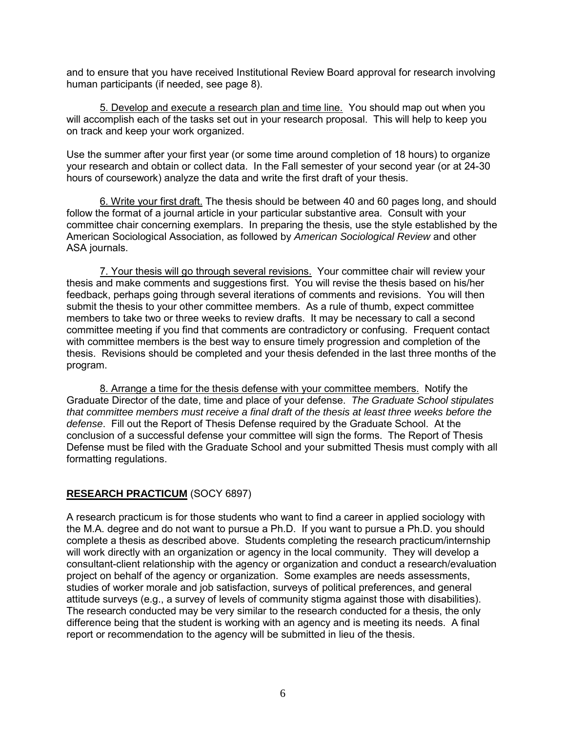and to ensure that you have received Institutional Review Board approval for research involving human participants (if needed, see page 8).

5. Develop and execute a research plan and time line. You should map out when you will accomplish each of the tasks set out in your research proposal. This will help to keep you on track and keep your work organized.

Use the summer after your first year (or some time around completion of 18 hours) to organize your research and obtain or collect data. In the Fall semester of your second year (or at 24-30 hours of coursework) analyze the data and write the first draft of your thesis.

6. Write your first draft. The thesis should be between 40 and 60 pages long, and should follow the format of a journal article in your particular substantive area. Consult with your committee chair concerning exemplars. In preparing the thesis, use the style established by the American Sociological Association, as followed by *American Sociological Review* and other ASA journals.

7. Your thesis will go through several revisions. Your committee chair will review your thesis and make comments and suggestions first. You will revise the thesis based on his/her feedback, perhaps going through several iterations of comments and revisions. You will then submit the thesis to your other committee members. As a rule of thumb, expect committee members to take two or three weeks to review drafts. It may be necessary to call a second committee meeting if you find that comments are contradictory or confusing. Frequent contact with committee members is the best way to ensure timely progression and completion of the thesis. Revisions should be completed and your thesis defended in the last three months of the program.

8. Arrange a time for the thesis defense with your committee members. Notify the Graduate Director of the date, time and place of your defense. *The Graduate School stipulates that committee members must receive a final draft of the thesis at least three weeks before the defense*. Fill out the Report of Thesis Defense required by the Graduate School. At the conclusion of a successful defense your committee will sign the forms. The Report of Thesis Defense must be filed with the Graduate School and your submitted Thesis must comply with all formatting regulations.

## RESEARCH PRACTICUM (SOCY 6897)

A research practicum is for those students who want to find a career in applied sociology with the M.A. degree and do not want to pursue a Ph.D. If you want to pursue a Ph.D. you should complete a thesis as described above. Students completing the research practicum/internship will work directly with an organization or agency in the local community. They will develop a consultant-client relationship with the agency or organization and conduct a research/evaluation project on behalf of the agency or organization. Some examples are needs assessments, studies of worker morale and job satisfaction, surveys of political preferences, and general attitude surveys (e.g., a survey of levels of community stigma against those with disabilities). The research conducted may be very similar to the research conducted for a thesis, the only difference being that the student is working with an agency and is meeting its needs. A final report or recommendation to the agency will be submitted in lieu of the thesis.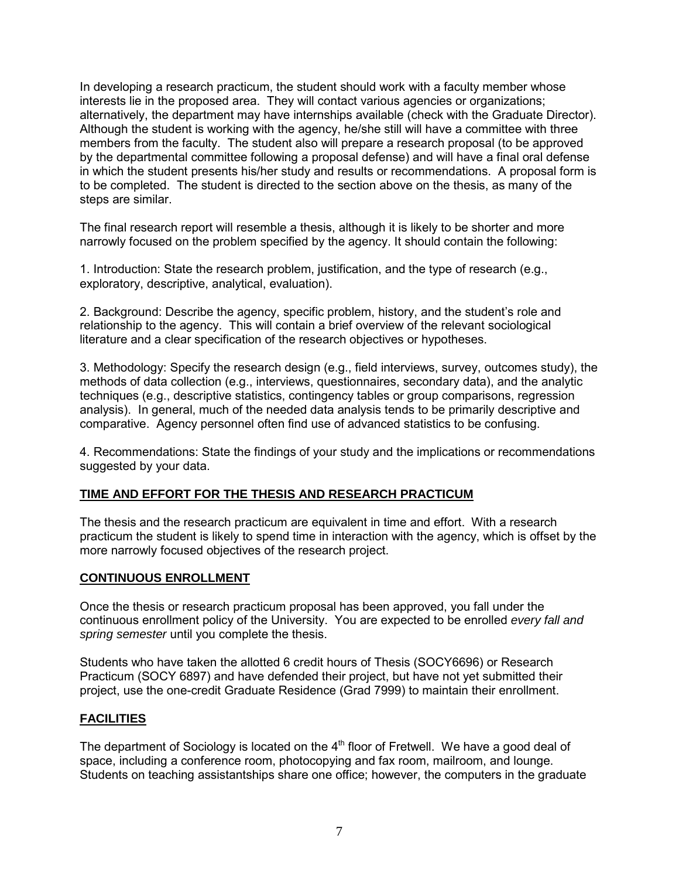In developing a research practicum, the student should work with a faculty member whose interests lie in the proposed area. They will contact various agencies or organizations; alternatively, the department may have internships available (check with the Graduate Director). Although the student is working with the agency, he/she still will have a committee with three members from the faculty. The student also will prepare a research proposal (to be approved by the departmental committee following a proposal defense) and will have a final oral defense in which the student presents his/her study and results or recommendations. A proposal form is to be completed. The student is directed to the section above on the thesis, as many of the steps are similar.

The final research report will resemble a thesis, although it is likely to be shorter and more narrowly focused on the problem specified by the agency. It should contain the following:

1. Introduction: State the research problem, justification, and the type of research (e.g., exploratory, descriptive, analytical, evaluation).

2. Background: Describe the agency, specific problem, history, and the student's role and relationship to the agency. This will contain a brief overview of the relevant sociological literature and a clear specification of the research objectives or hypotheses.

3. Methodology: Specify the research design (e.g., field interviews, survey, outcomes study), the methods of data collection (e.g., interviews, questionnaires, secondary data), and the analytic techniques (e.g., descriptive statistics, contingency tables or group comparisons, regression analysis). In general, much of the needed data analysis tends to be primarily descriptive and comparative. Agency personnel often find use of advanced statistics to be confusing.

4. Recommendations: State the findings of your study and the implications or recommendations suggested by your data.

## TIME AND EFFORT FOR THE THESIS AND RESEARCH PRACTICUM

The thesis and the research practicum are equivalent in time and effort. With a research practicum the student is likely to spend time in interaction with the agency, which is offset by the more narrowly focused objectives of the research project.

## CONTINUOUS ENROLLMENT

Once the thesis or research practicum proposal has been approved, you fall under the continuous enrollment policy of the University. You are expected to be enrolled *every fall and spring semester* until you complete the thesis.

Students who have taken the allotted 6 credit hours of Thesis (SOCY6696) or Research Practicum (SOCY 6897) and have defended their project, but have not yet submitted their project, use the one-credit Graduate Residence (Grad 7999) to maintain their enrollment.

## FACILITIES

The department of Sociology is located on the 4th floor of Fretwell. We have a good deal of space, including a conference room, photocopying and fax room, mailroom, and lounge. Students on teaching assistantships share one office; however, the computers in the graduate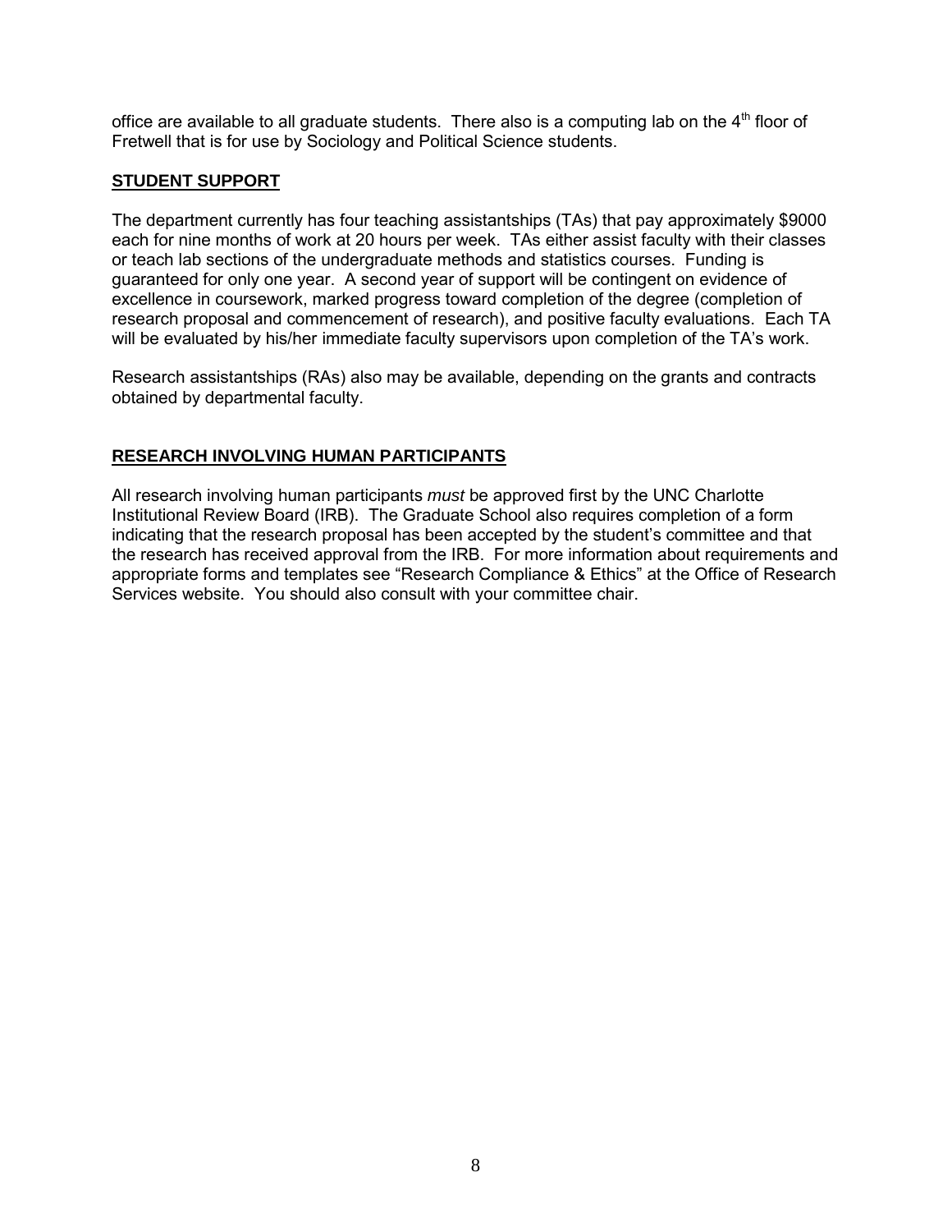office are available to all graduate students. There also is a computing lab on the 4th floor of Fretwell that is for use by Sociology and Political Science students.

## STUDENT SUPPORT

The department currently has four teaching assistantships (TAs) that pay approximately $9000 each for nine months of work at 20 hours per week. TAs either assist faculty with their classes or teach lab sections of the undergraduate methods and statistics courses. Funding is guaranteed for only one year. A second year of support will be contingent on evidence of excellence in coursework, marked progress toward completion of the degree (completion of research proposal and commencement of research), and positive faculty evaluations. Each TA will be evaluated by his/her immediate faculty supervisors upon completion of the TA's work.

Research assistantships (RAs) also may be available, depending on the grants and contracts obtained by departmental faculty.

## RESEARCH INVOLVING HUMAN PARTICIPANTS

All research involving human participants *must* be approved first by the UNC Charlotte Institutional Review Board (IRB). The Graduate School also requires completion of a form indicating that the research proposal has been accepted by the student's committee and that the research has received approval from the IRB. For more information about requirements and appropriate forms and templates see "Research Compliance & Ethics" at the Office of Research Services website. You should also consult with your committee chair.